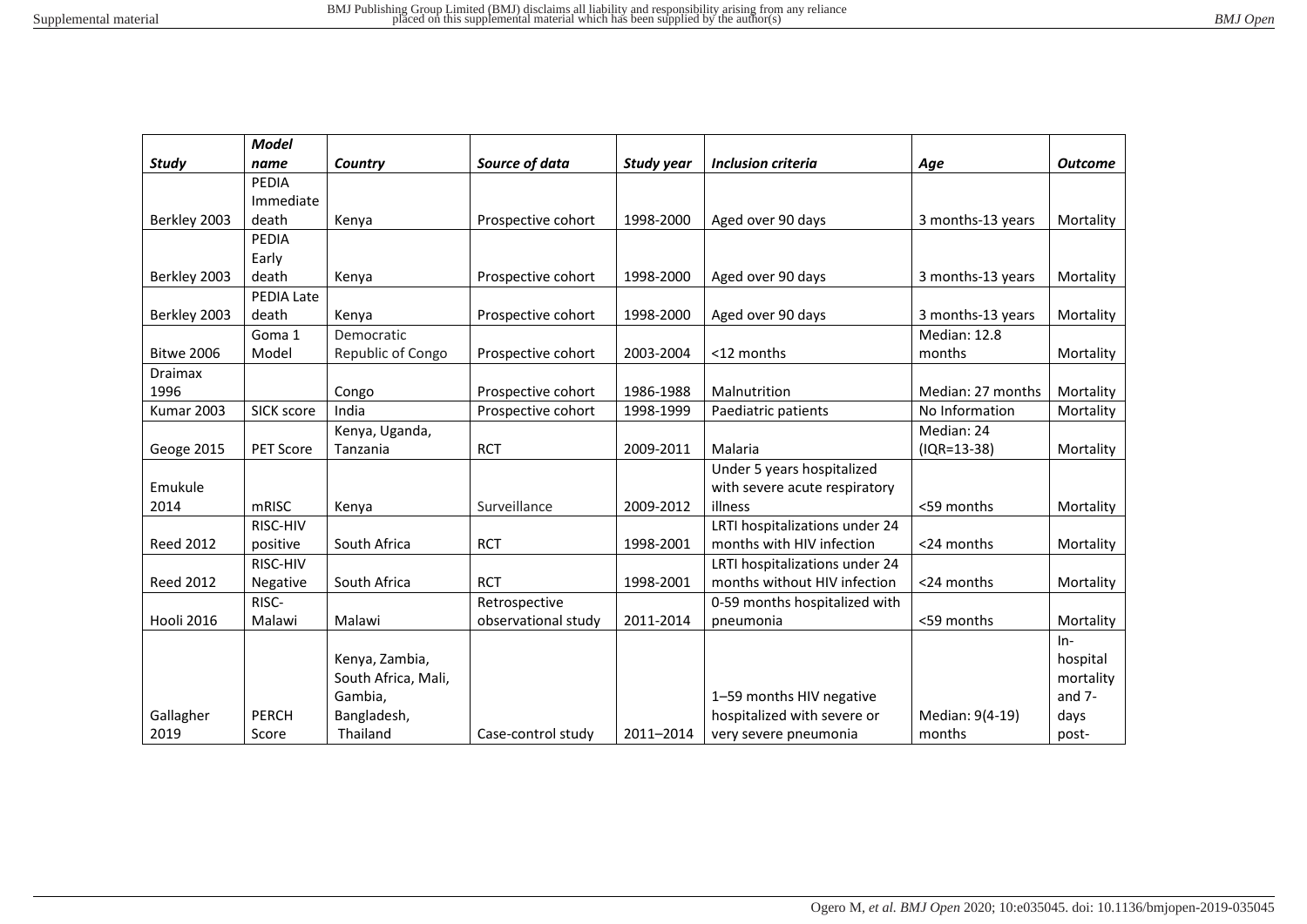| *Study* | *Model name* | *Country* | *Source of data* | *Study year* | *Inclusion criteria* | *Age* | *Outcome* |
|---|---|---|---|---|---|---|---|
| Berkley 2003 | PEDIA Immediate death | Kenya | Prospective cohort | 1998-2000 | Aged over 90 days | 3 months-13 years | Mortality |
| Berkley 2003 | PEDIA Early death | Kenya | Prospective cohort | 1998-2000 | Aged over 90 days | 3 months-13 years | Mortality |
| Berkley 2003 | PEDIA Late death | Kenya | Prospective cohort | 1998-2000 | Aged over 90 days | 3 months-13 years | Mortality |
| Bitwe 2006 | Goma 1 Model | Democratic Republic of Congo | Prospective cohort | 2003-2004 | <12 months | Median: 12.8 months | Mortality |
| Draimax 1996 | | Congo | Prospective cohort | 1986-1988 | Malnutrition | Median: 27 months | Mortality |
| Kumar 2003 | SICK score | India | Prospective cohort | 1998-1999 | Paediatric patients | No Information | Mortality |
| Geoge 2015 | PET Score | Kenya, Uganda, Tanzania | RCT | 2009-2011 | Malaria | Median: 24 (IQR=13-38) | Mortality |
| Emukule 2014 | mRISC | Kenya | Surveillance | 2009-2012 | Under 5 years hospitalized with severe acute respiratory illness | <59 months | Mortality |
| Reed 2012 | RISC-HIV positive | South Africa | RCT | 1998-2001 | LRTI hospitalizations under 24 months with HIV infection | <24 months | Mortality |
| Reed 2012 | RISC-HIV Negative | South Africa | RCT | 1998-2001 | LRTI hospitalizations under 24 months without HIV infection | <24 months | Mortality |
| Hooli 2016 | RISC-Malawi | Malawi | Retrospective observational study | 2011-2014 | 0-59 months hospitalized with pneumonia | <59 months | Mortality |
| Gallagher 2019 | PERCH Score | Kenya, Zambia, South Africa, Mali, Gambia, Bangladesh, Thailand | Case-control study | 2011–2014 | 1–59 months HIV negative hospitalized with severe or very severe pneumonia | Median: 9(4-19) months | In-hospital mortality and 7-days post- |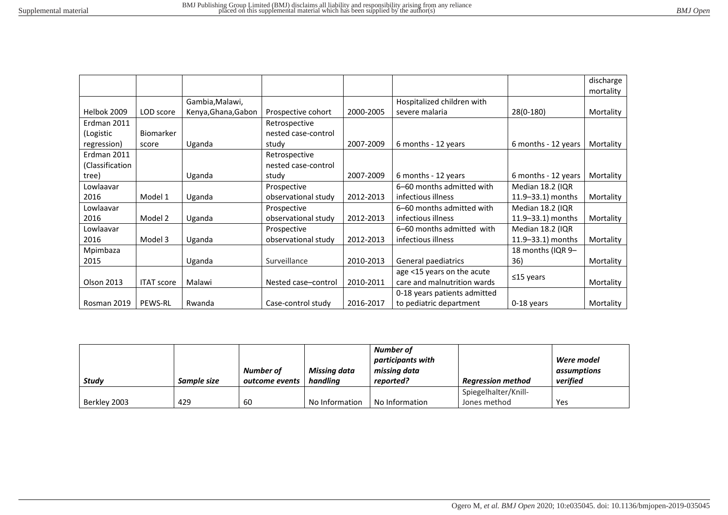|  |  |  |  |  |  |  | discharge mortality |
|---|---|---|---|---|---|---|---|
| Helbok 2009 | LOD score | Gambia,Malawi, Kenya,Ghana,Gabon | Prospective cohort | 2000-2005 | Hospitalized children with severe malaria | 28(0-180) | Mortality |
| Erdman 2011 (Logistic regression) | Biomarker score | Uganda | Retrospective nested case-control study | 2007-2009 | 6 months - 12 years | 6 months - 12 years | Mortality |
| Erdman 2011 (Classification tree) |  | Uganda | Retrospective nested case-control study | 2007-2009 | 6 months - 12 years | 6 months - 12 years | Mortality |
| Lowlaavar 2016 | Model 1 | Uganda | Prospective observational study | 2012-2013 | 6–60 months admitted with infectious illness | Median 18.2 (IQR 11.9–33.1) months | Mortality |
| Lowlaavar 2016 | Model 2 | Uganda | Prospective observational study | 2012-2013 | 6–60 months admitted with infectious illness | Median 18.2 (IQR 11.9–33.1) months | Mortality |
| Lowlaavar 2016 | Model 3 | Uganda | Prospective observational study | 2012-2013 | 6–60 months admitted with infectious illness | Median 18.2 (IQR 11.9–33.1) months | Mortality |
| Mpimbaza 2015 |  | Uganda | Surveillance | 2010-2013 | General paediatrics | 18 months (IQR 9–36) | Mortality |
| Olson 2013 | ITAT score | Malawi | Nested case–control | 2010-2011 | age <15 years on the acute care and malnutrition wards | ≤15 years | Mortality |
| Rosman 2019 | PEWS-RL | Rwanda | Case-control study | 2016-2017 | 0-18 years patients admitted to pediatric department | 0-18 years | Mortality |

| *Study* | *Sample size* | *Number of outcome events* | *Missing data handling* | *Number of participants with missing data reported?* | *Regression method* | *Were model assumptions verified* |
|---|---|---|---|---|---|---|
| Berkley 2003 | 429 | 60 | No Information | No Information | Spiegelhalter/Knill-Jones method | Yes |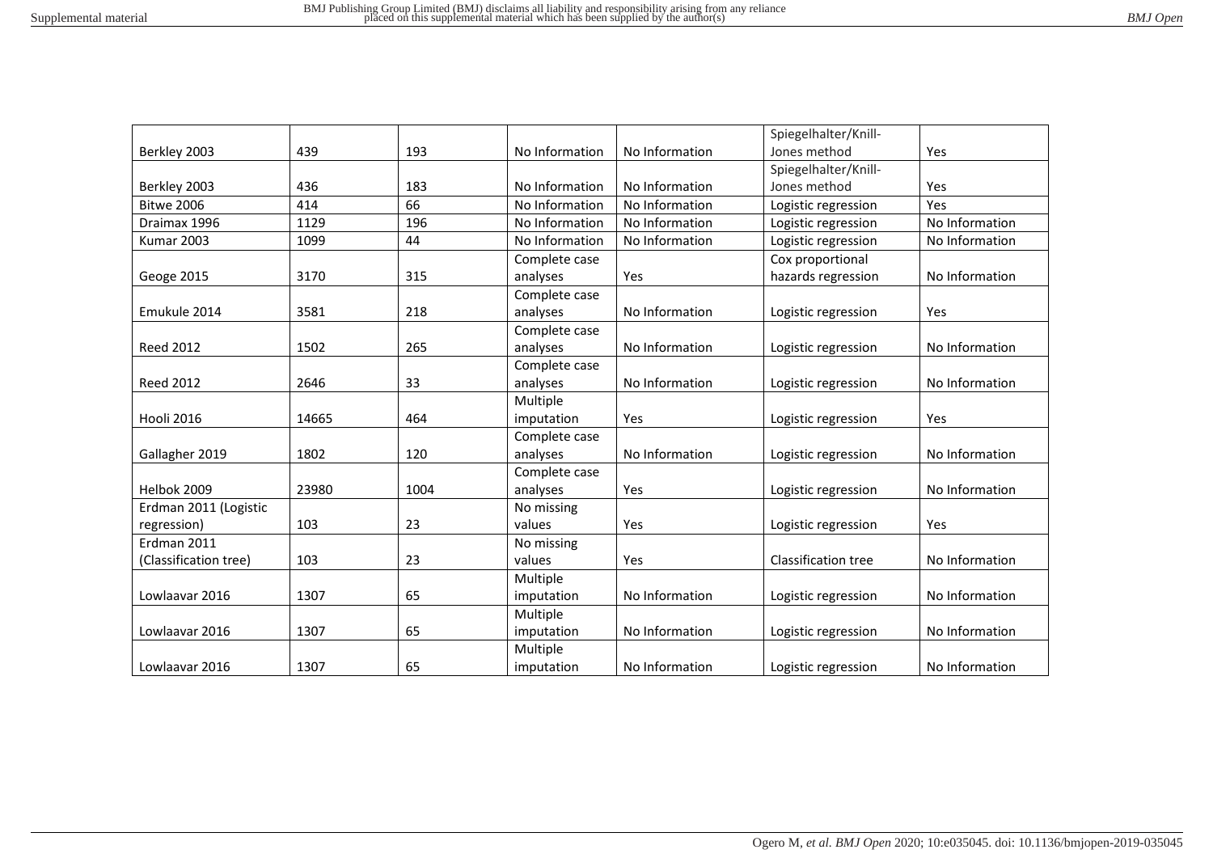| | | | | | | |
|---|---|---|---|---|---|---|
| Berkley 2003 | 439 | 193 | No Information | No Information | Spiegelhalter/Knill-Jones method | Yes |
| Berkley 2003 | 436 | 183 | No Information | No Information | Spiegelhalter/Knill-Jones method | Yes |
| Bitwe 2006 | 414 | 66 | No Information | No Information | Logistic regression | Yes |
| Draimax 1996 | 1129 | 196 | No Information | No Information | Logistic regression | No Information |
| Kumar 2003 | 1099 | 44 | No Information | No Information | Logistic regression | No Information |
| Geoge 2015 | 3170 | 315 | Complete case analyses | Yes | Cox proportional hazards regression | No Information |
| Emukule 2014 | 3581 | 218 | Complete case analyses | No Information | Logistic regression | Yes |
| Reed 2012 | 1502 | 265 | Complete case analyses | No Information | Logistic regression | No Information |
| Reed 2012 | 2646 | 33 | Complete case analyses | No Information | Logistic regression | No Information |
| Hooli 2016 | 14665 | 464 | Multiple imputation | Yes | Logistic regression | Yes |
| Gallagher 2019 | 1802 | 120 | Complete case analyses | No Information | Logistic regression | No Information |
| Helbok 2009 | 23980 | 1004 | Complete case analyses | Yes | Logistic regression | No Information |
| Erdman 2011 (Logistic regression) | 103 | 23 | No missing values | Yes | Logistic regression | Yes |
| Erdman 2011 (Classification tree) | 103 | 23 | No missing values | Yes | Classification tree | No Information |
| Lowlaavar 2016 | 1307 | 65 | Multiple imputation | No Information | Logistic regression | No Information |
| Lowlaavar 2016 | 1307 | 65 | Multiple imputation | No Information | Logistic regression | No Information |
| Lowlaavar 2016 | 1307 | 65 | Multiple imputation | No Information | Logistic regression | No Information |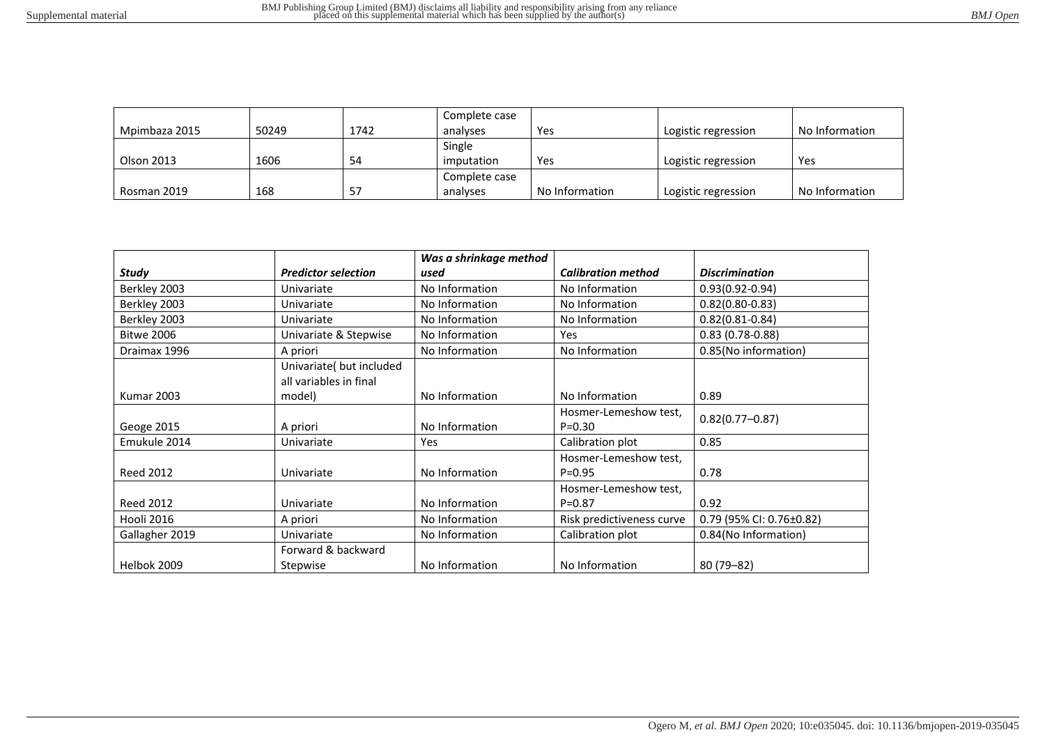| | | | | | | |
|---|---|---|---|---|---|---|
| Mpimbaza 2015 | 50249 | 1742 | Complete case analyses | Yes | Logistic regression | No Information |
| Olson 2013 | 1606 | 54 | Single imputation | Yes | Logistic regression | Yes |
| Rosman 2019 | 168 | 57 | Complete case analyses | No Information | Logistic regression | No Information |

| *Study* | *Predictor selection* | *Was a shrinkage method used* | *Calibration method* | *Discrimination* |
|---|---|---|---|---|
| Berkley 2003 | Univariate | No Information | No Information | 0.93(0.92-0.94) |
| Berkley 2003 | Univariate | No Information | No Information | 0.82(0.80-0.83) |
| Berkley 2003 | Univariate | No Information | No Information | 0.82(0.81-0.84) |
| Bitwe 2006 | Univariate & Stepwise | No Information | Yes | 0.83 (0.78-0.88) |
| Draimax 1996 | A priori | No Information | No Information | 0.85(No information) |
| Kumar 2003 | Univariate( but included all variables in final model) | No Information | No Information | 0.89 |
| Geoge 2015 | A priori | No Information | Hosmer-Lemeshow test, P=0.30 | 0.82(0.77–0.87) |
| Emukule 2014 | Univariate | Yes | Calibration plot | 0.85 |
| Reed 2012 | Univariate | No Information | Hosmer-Lemeshow test, P=0.95 | 0.78 |
| Reed 2012 | Univariate | No Information | Hosmer-Lemeshow test, P=0.87 | 0.92 |
| Hooli 2016 | A priori | No Information | Risk predictiveness curve | 0.79 (95% CI: 0.76±0.82) |
| Gallagher 2019 | Univariate | No Information | Calibration plot | 0.84(No Information) |
| Helbok 2009 | Forward & backward Stepwise | No Information | No Information | 80 (79–82) |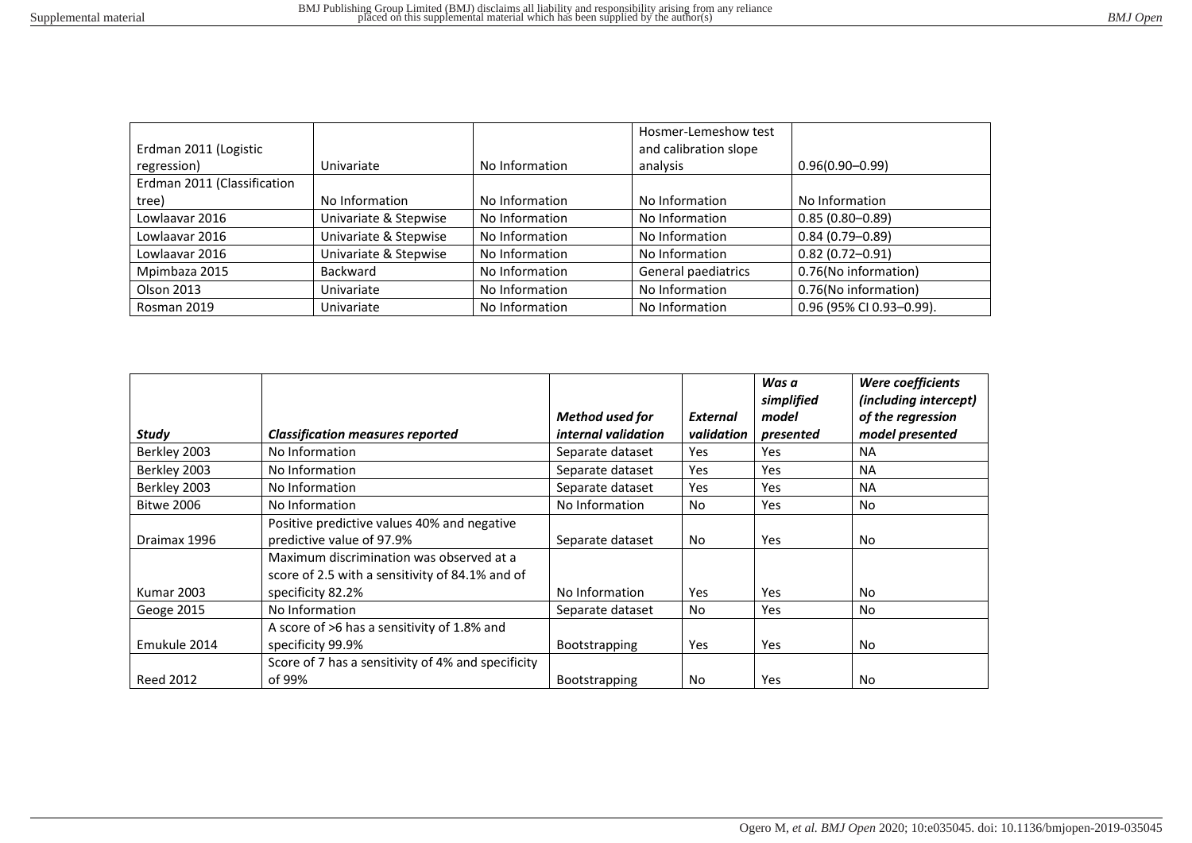| | | | | |
|---|---|---|---|---|
| Erdman 2011 (Logistic regression) | Univariate | No Information | Hosmer-Lemeshow test and calibration slope analysis | 0.96(0.90–0.99) |
| Erdman 2011 (Classification tree) | No Information | No Information | No Information | No Information |
| Lowlaavar 2016 | Univariate & Stepwise | No Information | No Information | 0.85 (0.80–0.89) |
| Lowlaavar 2016 | Univariate & Stepwise | No Information | No Information | 0.84 (0.79–0.89) |
| Lowlaavar 2016 | Univariate & Stepwise | No Information | No Information | 0.82 (0.72–0.91) |
| Mpimbaza 2015 | Backward | No Information | General paediatrics | 0.76(No information) |
| Olson 2013 | Univariate | No Information | No Information | 0.76(No information) |
| Rosman 2019 | Univariate | No Information | No Information | 0.96 (95% CI 0.93–0.99). |

| *Study* | *Classification measures reported* | *Method used for internal validation* | *External validation* | *Was a simplified model presented* | *Were coefficients (including intercept) of the regression model presented* |
|---|---|---|---|---|---|
| Berkley 2003 | No Information | Separate dataset | Yes | Yes | NA |
| Berkley 2003 | No Information | Separate dataset | Yes | Yes | NA |
| Berkley 2003 | No Information | Separate dataset | Yes | Yes | NA |
| Bitwe 2006 | No Information | No Information | No | Yes | No |
| Draimax 1996 | Positive predictive values 40% and negative predictive value of 97.9% | Separate dataset | No | Yes | No |
| Kumar 2003 | Maximum discrimination was observed at a score of 2.5 with a sensitivity of 84.1% and of specificity 82.2% | No Information | Yes | Yes | No |
| Geoge 2015 | No Information | Separate dataset | No | Yes | No |
| Emukule 2014 | A score of >6 has a sensitivity of 1.8% and specificity 99.9% | Bootstrapping | Yes | Yes | No |
| Reed 2012 | Score of 7 has a sensitivity of 4% and specificity of 99% | Bootstrapping | No | Yes | No |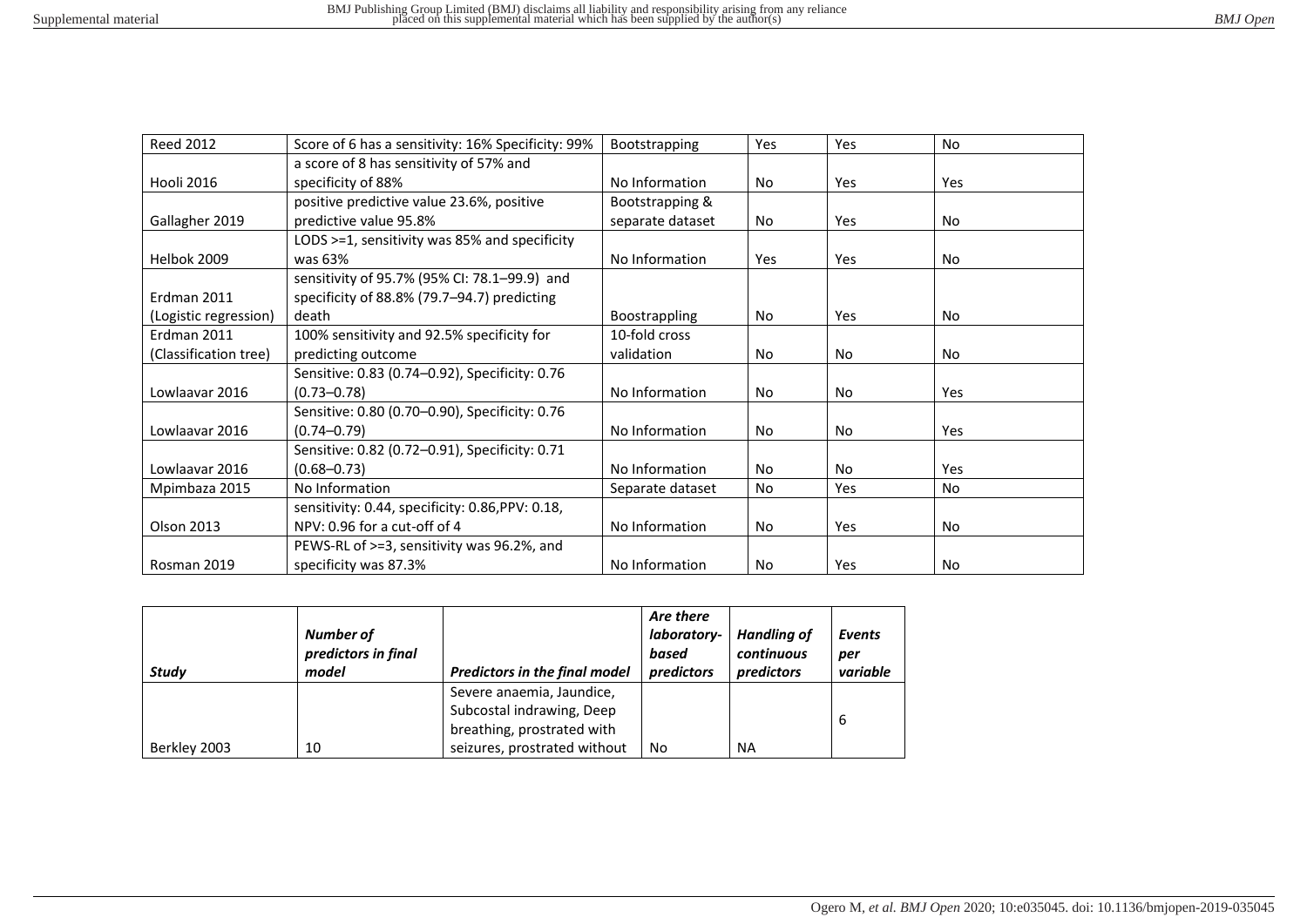| | | | | | |
|---|---|---|---|---|---|
| Reed 2012 | Score of 6 has a sensitivity: 16% Specificity: 99% | Bootstrapping | Yes | Yes | No |
| Hooli 2016 | a score of 8 has sensitivity of 57% and specificity of 88% | No Information | No | Yes | Yes |
| Gallagher 2019 | positive predictive value 23.6%, positive predictive value 95.8% | Bootstrapping & separate dataset | No | Yes | No |
| Helbok 2009 | LODS >=1, sensitivity was 85% and specificity was 63% | No Information | Yes | Yes | No |
| Erdman 2011 (Logistic regression) | sensitivity of 95.7% (95% CI: 78.1–99.9) and specificity of 88.8% (79.7–94.7) predicting death | Boostrappling | No | Yes | No |
| Erdman 2011 (Classification tree) | 100% sensitivity and 92.5% specificity for predicting outcome | 10-fold cross validation | No | No | No |
| Lowlaavar 2016 | Sensitive: 0.83 (0.74–0.92), Specificity: 0.76 (0.73–0.78) | No Information | No | No | Yes |
| Lowlaavar 2016 | Sensitive: 0.80 (0.70–0.90), Specificity: 0.76 (0.74–0.79) | No Information | No | No | Yes |
| Lowlaavar 2016 | Sensitive: 0.82 (0.72–0.91), Specificity: 0.71 (0.68–0.73) | No Information | No | No | Yes |
| Mpimbaza 2015 | No Information | Separate dataset | No | Yes | No |
| Olson 2013 | sensitivity: 0.44, specificity: 0.86,PPV: 0.18, NPV: 0.96 for a cut-off of 4 | No Information | No | Yes | No |
| Rosman 2019 | PEWS-RL of >=3, sensitivity was 96.2%, and specificity was 87.3% | No Information | No | Yes | No |

| *Study* | *Number of predictors in final model* | *Predictors in the final model* | *Are there laboratory-based predictors* | *Handling of continuous predictors* | *Events per variable* |
|---|---|---|---|---|---|
| Berkley 2003 | 10 | Severe anaemia, Jaundice, Subcostal indrawing, Deep breathing, prostrated with seizures, prostrated without | No | NA | 6 |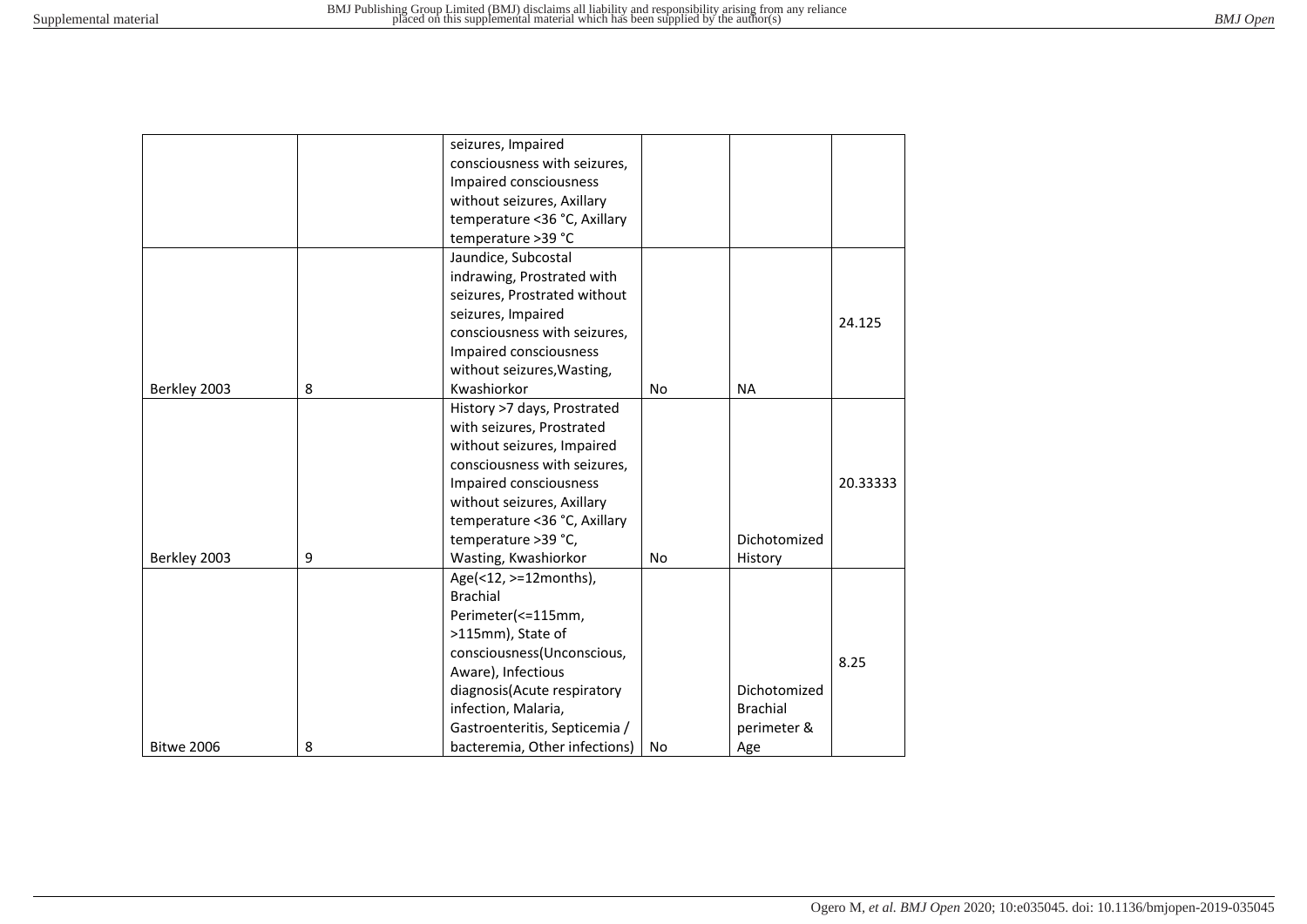| | | | | | |
|---|---|---|---|---|---|
| | | seizures, Impaired consciousness with seizures, Impaired consciousness without seizures, Axillary temperature <36 °C, Axillary temperature >39 °C | | | |
| Berkley 2003 | 8 | Jaundice, Subcostal indrawing, Prostrated with seizures, Prostrated without seizures, Impaired consciousness with seizures, Impaired consciousness without seizures,Wasting, Kwashiorkor | No | NA | 24.125 |
| Berkley 2003 | 9 | History >7 days, Prostrated with seizures, Prostrated without seizures, Impaired consciousness with seizures, Impaired consciousness without seizures, Axillary temperature <36 °C, Axillary temperature >39 °C, Wasting, Kwashiorkor | No | Dichotomized History | 20.33333 |
| Bitwe 2006 | 8 | Age(<12, >=12months), Brachial Perimeter(<=115mm, >115mm), State of consciousness(Unconscious, Aware), Infectious diagnosis(Acute respiratory infection, Malaria, Gastroenteritis, Septicemia / bacteremia, Other infections) | No | Dichotomized Brachial perimeter & Age | 8.25 |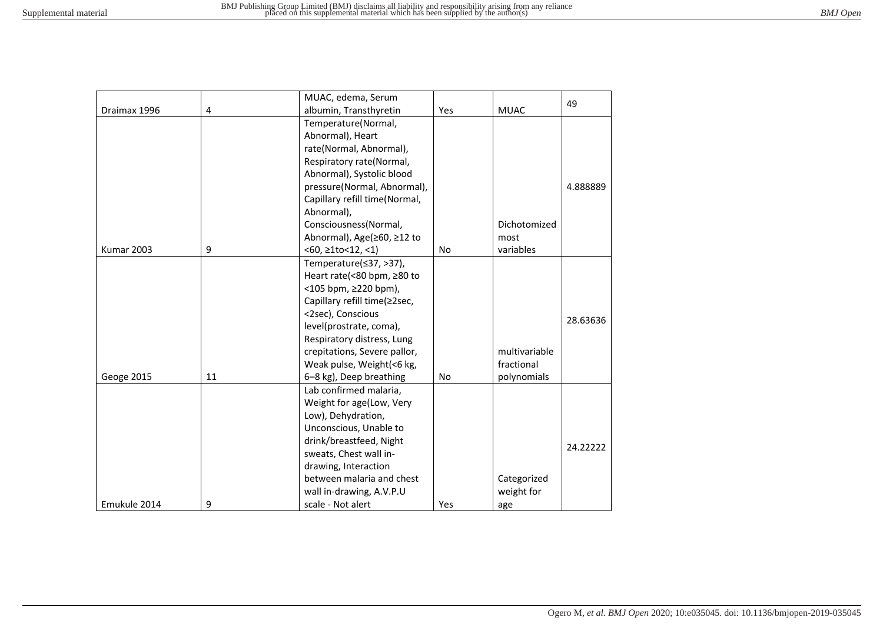| | | | | | |
|---|---|---|---|---|---|
| Draimax 1996 | 4 | MUAC, edema, Serum albumin, Transthyretin | Yes | MUAC | 49 |
| Kumar 2003 | 9 | Temperature(Normal, Abnormal), Heart rate(Normal, Abnormal), Respiratory rate(Normal, Abnormal), Systolic blood pressure(Normal, Abnormal), Capillary refill time(Normal, Abnormal), Consciousness(Normal, Abnormal), Age(≥60, ≥12 to <60, ≥1to<12, <1) | No | Dichotomized most variables | 4.888889 |
| Geoge 2015 | 11 | Temperature(≤37, >37), Heart rate(<80 bpm, ≥80 to <105 bpm, ≥220 bpm), Capillary refill time(≥2sec, <2sec), Conscious level(prostrate, coma), Respiratory distress, Lung crepitations, Severe pallor, Weak pulse, Weight(<6 kg, 6–8 kg), Deep breathing | No | multivariable fractional polynomials | 28.63636 |
| Emukule 2014 | 9 | Lab confirmed malaria, Weight for age(Low, Very Low), Dehydration, Unconscious, Unable to drink/breastfeed, Night sweats, Chest wall in-drawing, Interaction between malaria and chest wall in-drawing, A.V.P.U scale - Not alert | Yes | Categorized weight for age | 24.22222 |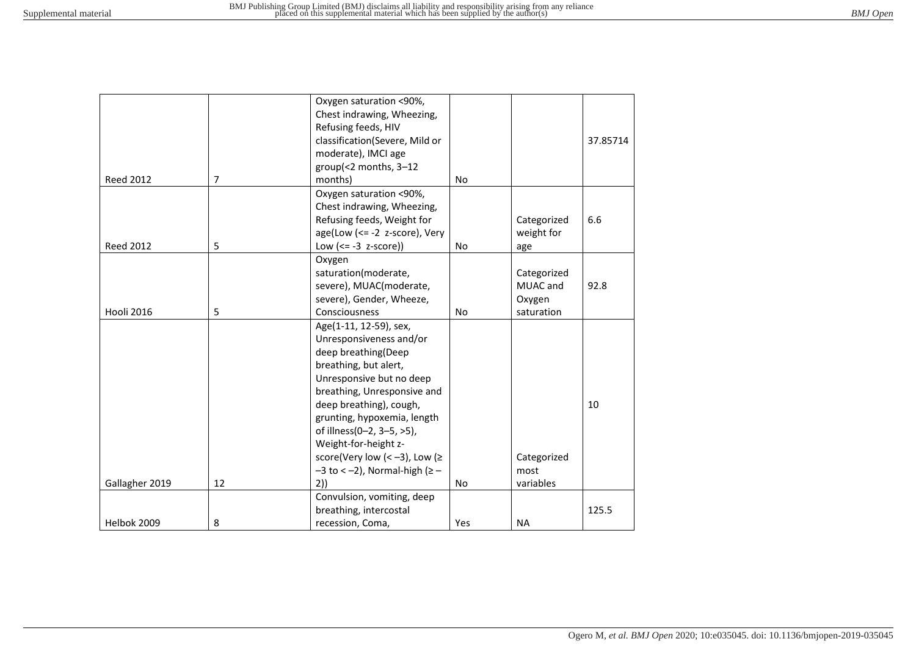| | | | | | |
|---|---|---|---|---|---|
| Reed 2012 | 7 | Oxygen saturation <90%, Chest indrawing, Wheezing, Refusing feeds, HIV classification(Severe, Mild or moderate), IMCI age group(<2 months, 3–12 months) | No | | 37.85714 |
| Reed 2012 | 5 | Oxygen saturation <90%, Chest indrawing, Wheezing, Refusing feeds, Weight for age(Low (<= -2 z-score), Very Low (<= -3 z-score)) | No | Categorized weight for age | 6.6 |
| Hooli 2016 | 5 | Oxygen saturation(moderate, severe), MUAC(moderate, severe), Gender, Wheeze, Consciousness | No | Categorized MUAC and Oxygen saturation | 92.8 |
| Gallagher 2019 | 12 | Age(1-11, 12-59), sex, Unresponsiveness and/or deep breathing(Deep breathing, but alert, Unresponsive but no deep breathing, Unresponsive and deep breathing), cough, grunting, hypoxemia, length of illness(0–2, 3–5, >5), Weight-for-height z-score(Very low (< –3), Low (≥ –3 to < –2), Normal-high (≥ –2)) | No | Categorized most variables | 10 |
| Helbok 2009 | 8 | Convulsion, vomiting, deep breathing, intercostal recession, Coma, | Yes | NA | 125.5 |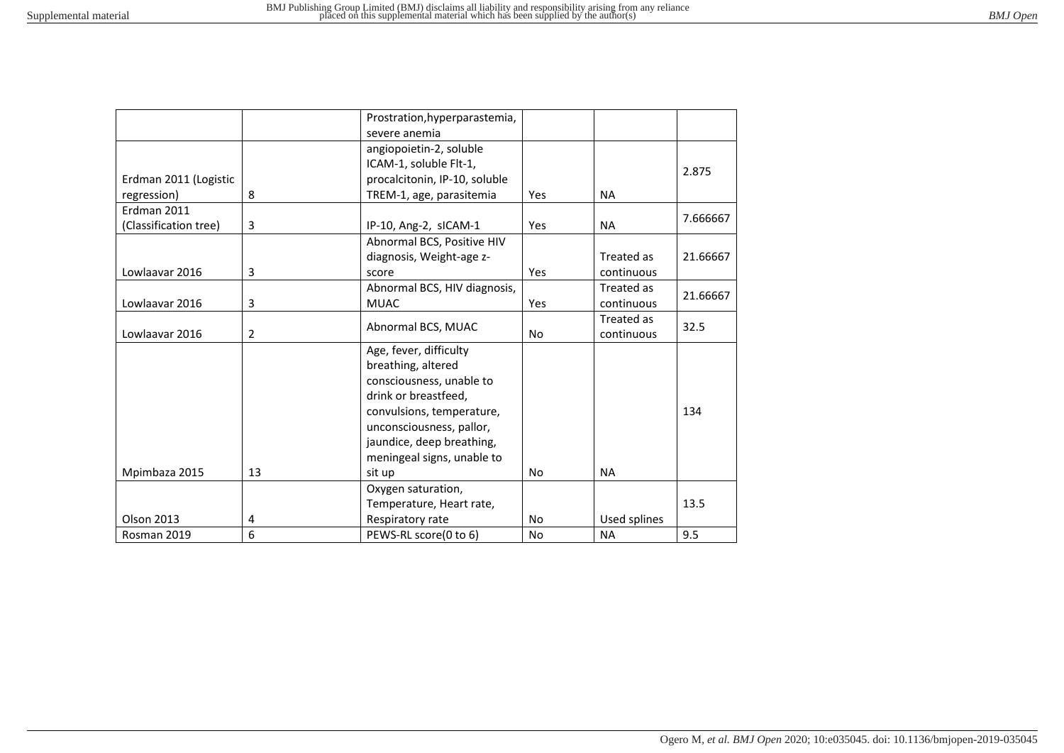| | | | | | |
|---|---|---|---|---|---|
| | | Prostration,hyperparastemia, severe anemia | | | |
| Erdman 2011 (Logistic regression) | 8 | angiopoietin-2, soluble ICAM-1, soluble Flt-1, procalcitonin, IP-10, soluble TREM-1, age, parasitemia | Yes | NA | 2.875 |
| Erdman 2011 (Classification tree) | 3 | IP-10, Ang-2, sICAM-1 | Yes | NA | 7.666667 |
| Lowlaavar 2016 | 3 | Abnormal BCS, Positive HIV diagnosis, Weight-age z-score | Yes | Treated as continuous | 21.66667 |
| Lowlaavar 2016 | 3 | Abnormal BCS, HIV diagnosis, MUAC | Yes | Treated as continuous | 21.66667 |
| Lowlaavar 2016 | 2 | Abnormal BCS, MUAC | No | Treated as continuous | 32.5 |
| Mpimbaza 2015 | 13 | Age, fever, difficulty breathing, altered consciousness, unable to drink or breastfeed, convulsions, temperature, unconsciousness, pallor, jaundice, deep breathing, meningeal signs, unable to sit up | No | NA | 134 |
| Olson 2013 | 4 | Oxygen saturation, Temperature, Heart rate, Respiratory rate | No | Used splines | 13.5 |
| Rosman 2019 | 6 | PEWS-RL score(0 to 6) | No | NA | 9.5 |